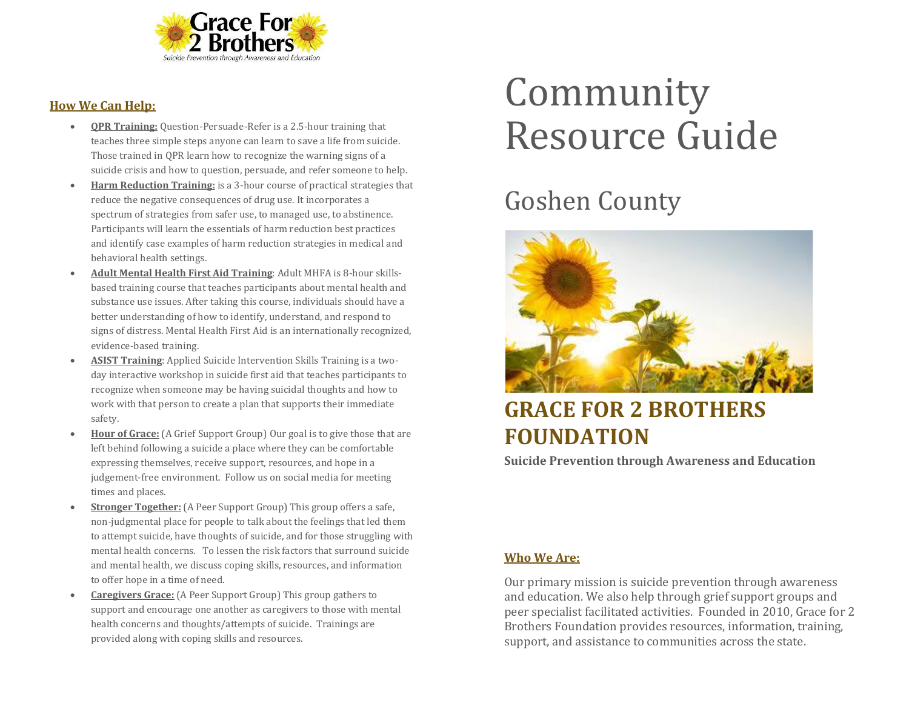Grace For 2 Brothers

*Suicide Prevention through Awareness and Education*

# Community Resource Guide

## Goshen County

## GRACE FOR 2 BROTHERS FOUNDATION

**Suicide Prevention through Awareness and Education**

### Who We Are:

Our primary mission is suicide prevention through awareness and education. We also help through grief support groups and peer specialist facilitated activities. Founded in 2010, Grace for 2 Brothers Foundation provides resources, information, training, support, and assistance to communities across the state.

### How We Can Help:

- **QPR Training:** Question-Persuade-Refer is a 2.5-hour training that teaches three simple steps anyone can learn to save a life from suicide. Those trained in QPR learn how to recognize the warning signs of a suicide crisis and how to question, persuade, and refer someone to help.
- **Harm Reduction Training:** is a 3-hour course of practical strategies that reduce the negative consequences of drug use. It incorporates a spectrum of strategies from safer use, to managed use, to abstinence. Participants will learn the essentials of harm reduction best practices and identify case examples of harm reduction strategies in medical and behavioral health settings.
- **Adult Mental Health First Aid Training**: Adult MHFA is 8-hour skills-based training course that teaches participants about mental health and substance use issues. After taking this course, individuals should have a better understanding of how to identify, understand, and respond to signs of distress. Mental Health First Aid is an internationally recognized, evidence-based training.
- **ASIST Training**: Applied Suicide Intervention Skills Training is a two-day interactive workshop in suicide first aid that teaches participants to recognize when someone may be having suicidal thoughts and how to work with that person to create a plan that supports their immediate safety.
- **Hour of Grace:** (A Grief Support Group) Our goal is to give those that are left behind following a suicide a place where they can be comfortable expressing themselves, receive support, resources, and hope in a judgement-free environment. Follow us on social media for meeting times and places.
- **Stronger Together:** (A Peer Support Group) This group offers a safe, non-judgmental place for people to talk about the feelings that led them to attempt suicide, have thoughts of suicide, and for those struggling with mental health concerns. To lessen the risk factors that surround suicide and mental health, we discuss coping skills, resources, and information to offer hope in a time of need.
- **Caregivers Grace:** (A Peer Support Group) This group gathers to support and encourage one another as caregivers to those with mental health concerns and thoughts/attempts of suicide. Trainings are provided along with coping skills and resources.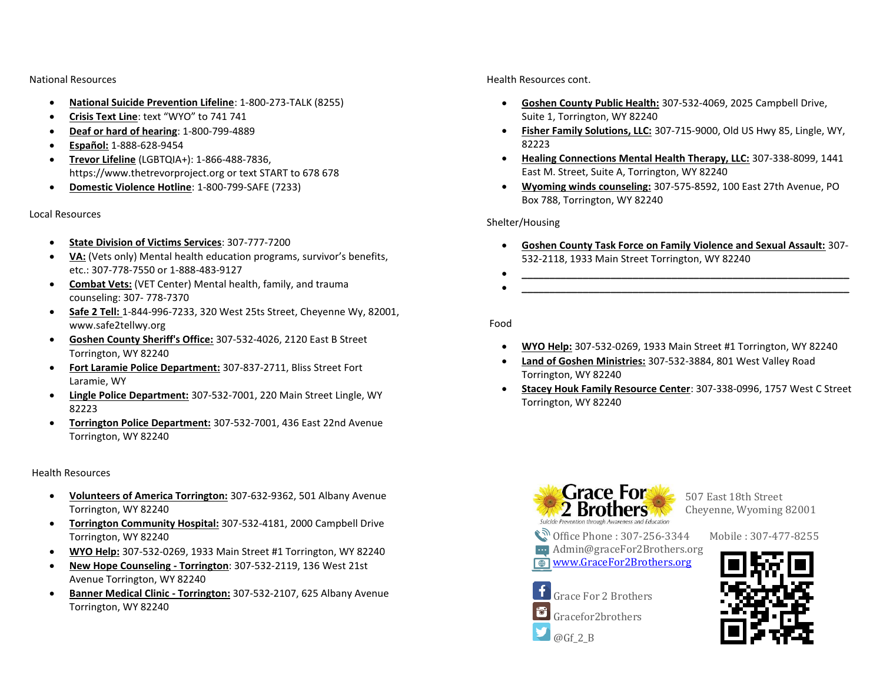National Resources

- **National Suicide Prevention Lifeline**: 1-800-273-TALK (8255)
- **Crisis Text Line**: text "WYO" to 741 741
- **Deaf or hard of hearing**: 1-800-799-4889
- **Español:** 1-888-628-9454
- **Trevor Lifeline** (LGBTQIA+): 1-866-488-7836, https://www.thetrevorproject.org or text START to 678 678
- **Domestic Violence Hotline**: 1-800-799-SAFE (7233)

Local Resources

- **State Division of Victims Services**: 307-777-7200
- **VA:** (Vets only) Mental health education programs, survivor's benefits, etc.: 307-778-7550 or 1-888-483-9127
- **Combat Vets:** (VET Center) Mental health, family, and trauma counseling: 307- 778-7370
- **Safe 2 Tell:** 1-844-996-7233, 320 West 25ts Street, Cheyenne Wy, 82001, www.safe2tellwy.org
- **Goshen County Sheriff's Office:** 307-532-4026, 2120 East B Street Torrington, WY 82240
- **Fort Laramie Police Department:** 307-837-2711, Bliss Street Fort Laramie, WY
- **Lingle Police Department:** 307-532-7001, 220 Main Street Lingle, WY 82223
- **Torrington Police Department:** 307-532-7001, 436 East 22nd Avenue Torrington, WY 82240

Health Resources

- **Volunteers of America Torrington:** 307-632-9362, 501 Albany Avenue Torrington, WY 82240
- **Torrington Community Hospital:** 307-532-4181, 2000 Campbell Drive Torrington, WY 82240
- **WYO Help:** 307-532-0269, 1933 Main Street #1 Torrington, WY 82240
- **New Hope Counseling - Torrington**: 307-532-2119, 136 West 21st Avenue Torrington, WY 82240
- **Banner Medical Clinic - Torrington:** 307-532-2107, 625 Albany Avenue Torrington, WY 82240

Health Resources cont.

- **Goshen County Public Health:** 307-532-4069, 2025 Campbell Drive, Suite 1, Torrington, WY 82240
- **Fisher Family Solutions, LLC:** 307-715-9000, Old US Hwy 85, Lingle, WY, 82223
- **Healing Connections Mental Health Therapy, LLC:** 307-338-8099, 1441 East M. Street, Suite A, Torrington, WY 82240
- **Wyoming winds counseling:** 307-575-8592, 100 East 27th Avenue, PO Box 788, Torrington, WY 82240

Shelter/Housing

- **Goshen County Task Force on Family Violence and Sexual Assault:** 307-532-2118, 1933 Main Street Torrington, WY 82240
- ____________________________________________
- ____________________________________________

Food

- **WYO Help:** 307-532-0269, 1933 Main Street #1 Torrington, WY 82240
- **Land of Goshen Ministries:** 307-532-3884, 801 West Valley Road Torrington, WY 82240
- **Stacey Houk Family Resource Center**: 307-338-0996, 1757 West C Street Torrington, WY 82240

Grace For 2 Brothers

Suicide Prevention through Awareness and Education

507 East 18th Street
Cheyenne, Wyoming 82001

Office Phone : 307-256-3344 Mobile : 307-477-8255

Admin@graceFor2Brothers.org

www.GraceFor2Brothers.org

Grace For 2 Brothers

Gracefor2brothers

@Gf_2_B